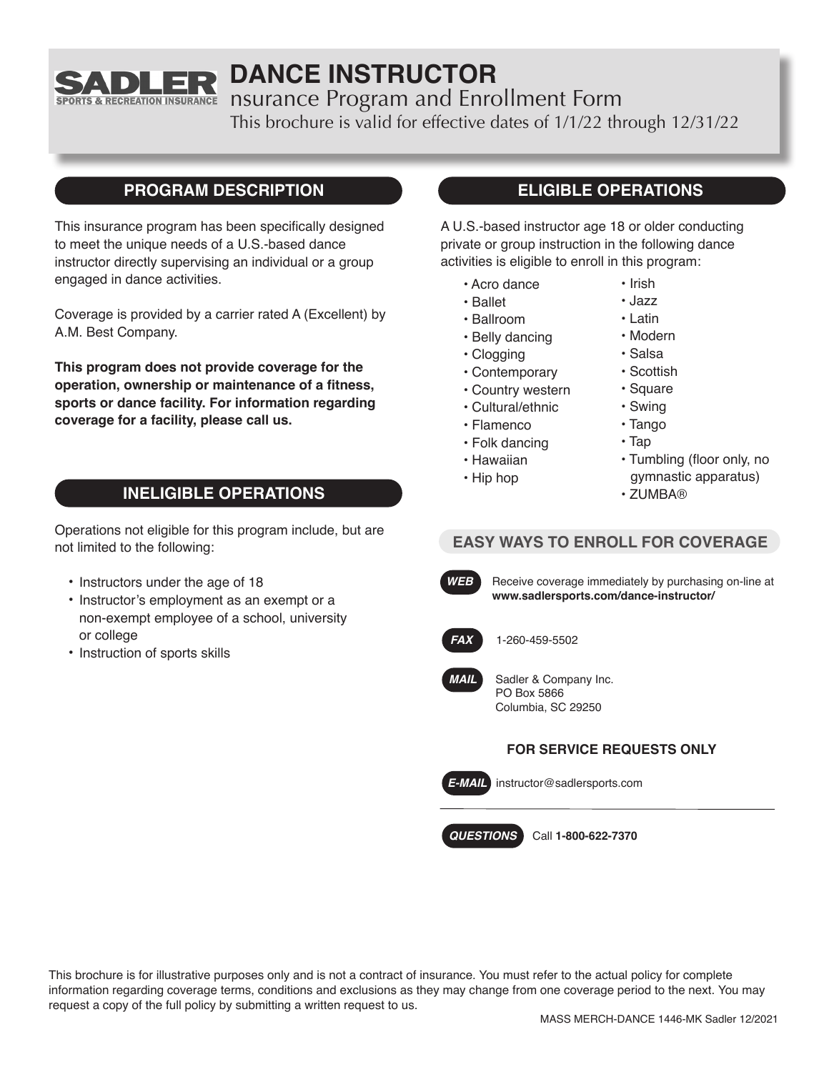# DANCE INSTRUCTOR

nsurance Program and Enrollment Form

This brochure is valid for effective dates of 1/1/22 through 12/31/22

## PROGRAM DESCRIPTION

This insurance program has been specifically designed to meet the unique needs of a U.S.-based dance instructor directly supervising an individual or a group engaged in dance activities.

Coverage is provided by a carrier rated A (Excellent) by A.M. Best Company.

**This program does not provide coverage for the operation, ownership or maintenance of a fitness, sports or dance facility. For information regarding coverage for a facility, please call us.**

## INELIGIBLE OPERATIONS

Operations not eligible for this program include, but are not limited to the following:

- Instructors under the age of 18
- Instructor's employment as an exempt or a non-exempt employee of a school, university or college
- Instruction of sports skills

## ELIGIBLE OPERATIONS

A U.S.-based instructor age 18 or older conducting private or group instruction in the following dance activities is eligible to enroll in this program:

- Acro dance
- Ballet
- Ballroom
- Belly dancing
- Clogging
- Contemporary
- Country western
- Cultural/ethnic
- Flamenco
- Folk dancing
- Hawaiian
- Hip hop
- Irish
- Jazz
- Latin
- Modern
- Salsa
- Scottish
- Square
- Swing
- Tango
- Tap
- Tumbling (floor only, no gymnastic apparatus)
- ZUMBA®

## EASY WAYS TO ENROLL FOR COVERAGE

**WEB** Receive coverage immediately by purchasing on-line at **www.sadlersports.com/dance-instructor/**

**FAX** 1-260-459-5502

**MAIL** Sadler & Company Inc.
PO Box 5866
Columbia, SC 29250

**FOR SERVICE REQUESTS ONLY**

**E-MAIL** instructor@sadlersports.com

**QUESTIONS** Call **1-800-622-7370**

This brochure is for illustrative purposes only and is not a contract of insurance. You must refer to the actual policy for complete information regarding coverage terms, conditions and exclusions as they may change from one coverage period to the next. You may request a copy of the full policy by submitting a written request to us.

MASS MERCH-DANCE 1446-MK Sadler 12/2021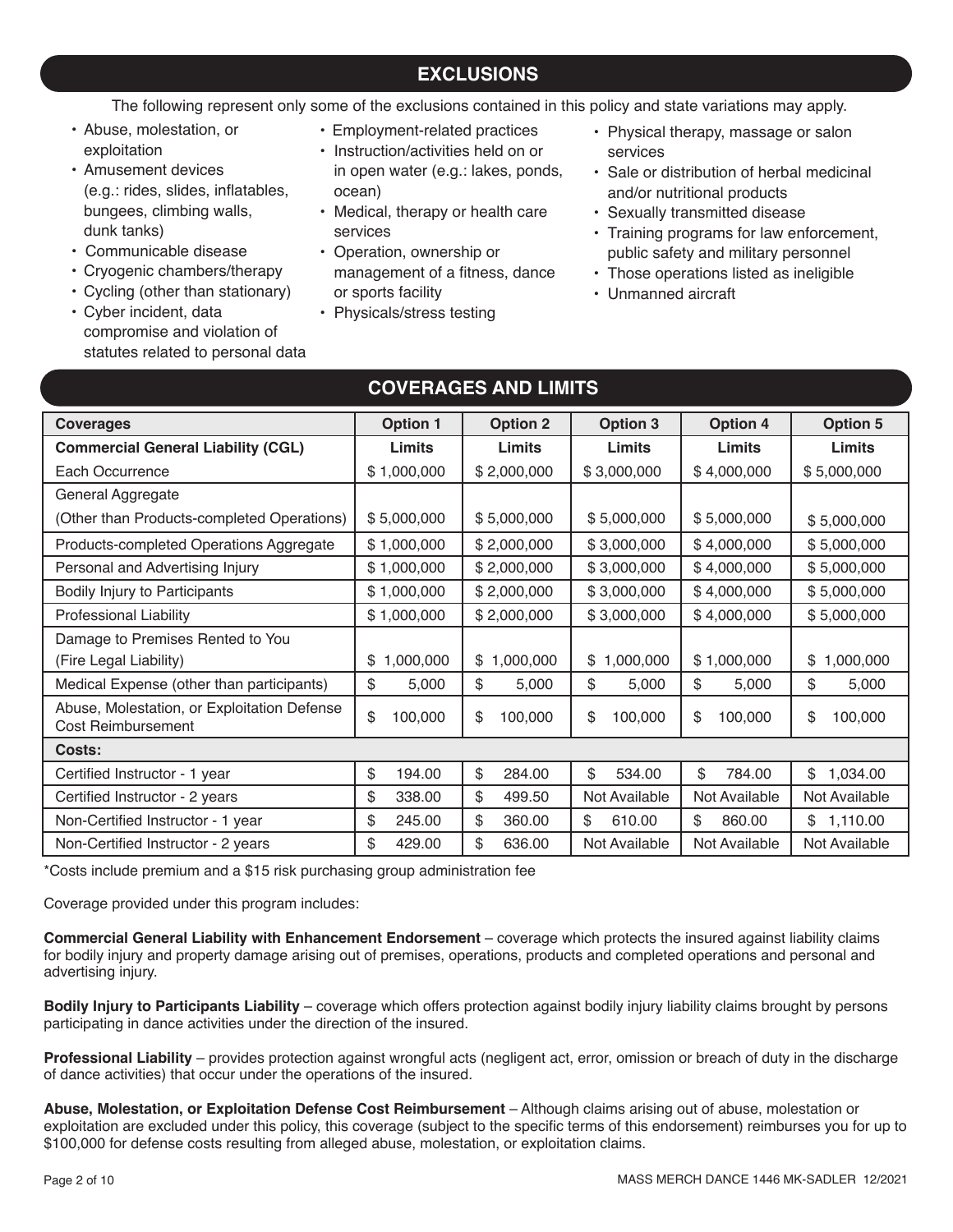## EXCLUSIONS

The following represent only some of the exclusions contained in this policy and state variations may apply.

- Abuse, molestation, or exploitation
- Amusement devices (e.g.: rides, slides, inflatables, bungees, climbing walls, dunk tanks)
- Communicable disease
- Cryogenic chambers/therapy
- Cycling (other than stationary)
- Cyber incident, data compromise and violation of statutes related to personal data
- Employment-related practices
- Instruction/activities held on or in open water (e.g.: lakes, ponds, ocean)
- Medical, therapy or health care services
- Operation, ownership or management of a fitness, dance or sports facility
- Physicals/stress testing
- Physical therapy, massage or salon services
- Sale or distribution of herbal medicinal and/or nutritional products
- Sexually transmitted disease
- Training programs for law enforcement, public safety and military personnel
- Those operations listed as ineligible
- Unmanned aircraft

## COVERAGES AND LIMITS

| Coverages | Option 1 | Option 2 | Option 3 | Option 4 | Option 5 |
|---|---|---|---|---|---|
| **Commercial General Liability (CGL)** | **Limits** | **Limits** | **Limits** | **Limits** | **Limits** |
| Each Occurrence | $ 1,000,000 | $ 2,000,000 | $ 3,000,000 | $ 4,000,000 | $ 5,000,000 |
| General Aggregate (Other than Products-completed Operations) | $ 5,000,000 | $ 5,000,000 | $ 5,000,000 | $ 5,000,000 | $ 5,000,000 |
| Products-completed Operations Aggregate | $ 1,000,000 | $ 2,000,000 | $ 3,000,000 | $ 4,000,000 | $ 5,000,000 |
| Personal and Advertising Injury | $ 1,000,000 | $ 2,000,000 | $ 3,000,000 | $ 4,000,000 | $ 5,000,000 |
| Bodily Injury to Participants | $ 1,000,000 | $ 2,000,000 | $ 3,000,000 | $ 4,000,000 | $ 5,000,000 |
| Professional Liability | $ 1,000,000 | $ 2,000,000 | $ 3,000,000 | $ 4,000,000 | $ 5,000,000 |
| Damage to Premises Rented to You (Fire Legal Liability) | $ 1,000,000 | $ 1,000,000 | $ 1,000,000 | $ 1,000,000 | $ 1,000,000 |
| Medical Expense (other than participants) | $ 5,000 | $ 5,000 | $ 5,000 | $ 5,000 | $ 5,000 |
| Abuse, Molestation, or Exploitation Defense Cost Reimbursement | $ 100,000 | $ 100,000 | $ 100,000 | $ 100,000 | $ 100,000 |
| **Costs:** | | | | | |
| Certified Instructor - 1 year | $ 194.00 | $ 284.00 | $ 534.00 | $ 784.00 | $ 1,034.00 |
| Certified Instructor - 2 years | $ 338.00 | $ 499.50 | Not Available | Not Available | Not Available |
| Non-Certified Instructor - 1 year | $ 245.00 | $ 360.00 | $ 610.00 | $ 860.00 | $ 1,110.00 |
| Non-Certified Instructor - 2 years | $ 429.00 | $ 636.00 | Not Available | Not Available | Not Available |

*Costs include premium and a $15 risk purchasing group administration fee

Coverage provided under this program includes:

**Commercial General Liability with Enhancement Endorsement** – coverage which protects the insured against liability claims for bodily injury and property damage arising out of premises, operations, products and completed operations and personal and advertising injury.

**Bodily Injury to Participants Liability** – coverage which offers protection against bodily injury liability claims brought by persons participating in dance activities under the direction of the insured.

**Professional Liability** – provides protection against wrongful acts (negligent act, error, omission or breach of duty in the discharge of dance activities) that occur under the operations of the insured.

**Abuse, Molestation, or Exploitation Defense Cost Reimbursement** – Although claims arising out of abuse, molestation or exploitation are excluded under this policy, this coverage (subject to the specific terms of this endorsement) reimburses you for up to $100,000 for defense costs resulting from alleged abuse, molestation, or exploitation claims.

MASS MERCH DANCE 1446 MK-SADLER 12/2021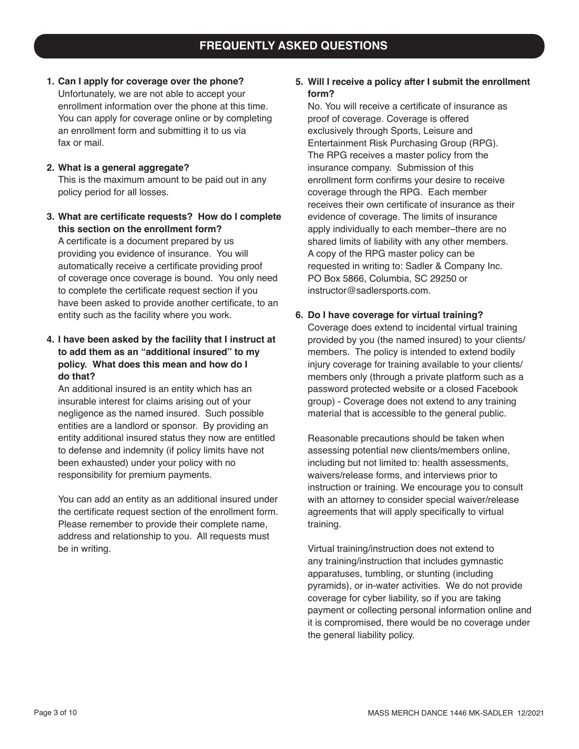## FREQUENTLY ASKED QUESTIONS

**1. Can I apply for coverage over the phone?**

Unfortunately, we are not able to accept your enrollment information over the phone at this time. You can apply for coverage online or by completing an enrollment form and submitting it to us via fax or mail.

**2. What is a general aggregate?**

This is the maximum amount to be paid out in any policy period for all losses.

**3. What are certificate requests? How do I complete this section on the enrollment form?**

A certificate is a document prepared by us providing you evidence of insurance. You will automatically receive a certificate providing proof of coverage once coverage is bound. You only need to complete the certificate request section if you have been asked to provide another certificate, to an entity such as the facility where you work.

**4. I have been asked by the facility that I instruct at to add them as an "additional insured" to my policy. What does this mean and how do I do that?**

An additional insured is an entity which has an insurable interest for claims arising out of your negligence as the named insured. Such possible entities are a landlord or sponsor. By providing an entity additional insured status they now are entitled to defense and indemnity (if policy limits have not been exhausted) under your policy with no responsibility for premium payments.

You can add an entity as an additional insured under the certificate request section of the enrollment form. Please remember to provide their complete name, address and relationship to you. All requests must be in writing.

**5. Will I receive a policy after I submit the enrollment form?**

No. You will receive a certificate of insurance as proof of coverage. Coverage is offered exclusively through Sports, Leisure and Entertainment Risk Purchasing Group (RPG). The RPG receives a master policy from the insurance company. Submission of this enrollment form confirms your desire to receive coverage through the RPG. Each member receives their own certificate of insurance as their evidence of coverage. The limits of insurance apply individually to each member–there are no shared limits of liability with any other members. A copy of the RPG master policy can be requested in writing to: Sadler & Company Inc. PO Box 5866, Columbia, SC 29250 or instructor@sadlersports.com.

**6. Do I have coverage for virtual training?**

Coverage does extend to incidental virtual training provided by you (the named insured) to your clients/members. The policy is intended to extend bodily injury coverage for training available to your clients/members only (through a private platform such as a password protected website or a closed Facebook group) - Coverage does not extend to any training material that is accessible to the general public.

Reasonable precautions should be taken when assessing potential new clients/members online, including but not limited to: health assessments, waivers/release forms, and interviews prior to instruction or training. We encourage you to consult with an attorney to consider special waiver/release agreements that will apply specifically to virtual training.

Virtual training/instruction does not extend to any training/instruction that includes gymnastic apparatuses, tumbling, or stunting (including pyramids), or in-water activities. We do not provide coverage for cyber liability, so if you are taking payment or collecting personal information online and it is compromised, there would be no coverage under the general liability policy.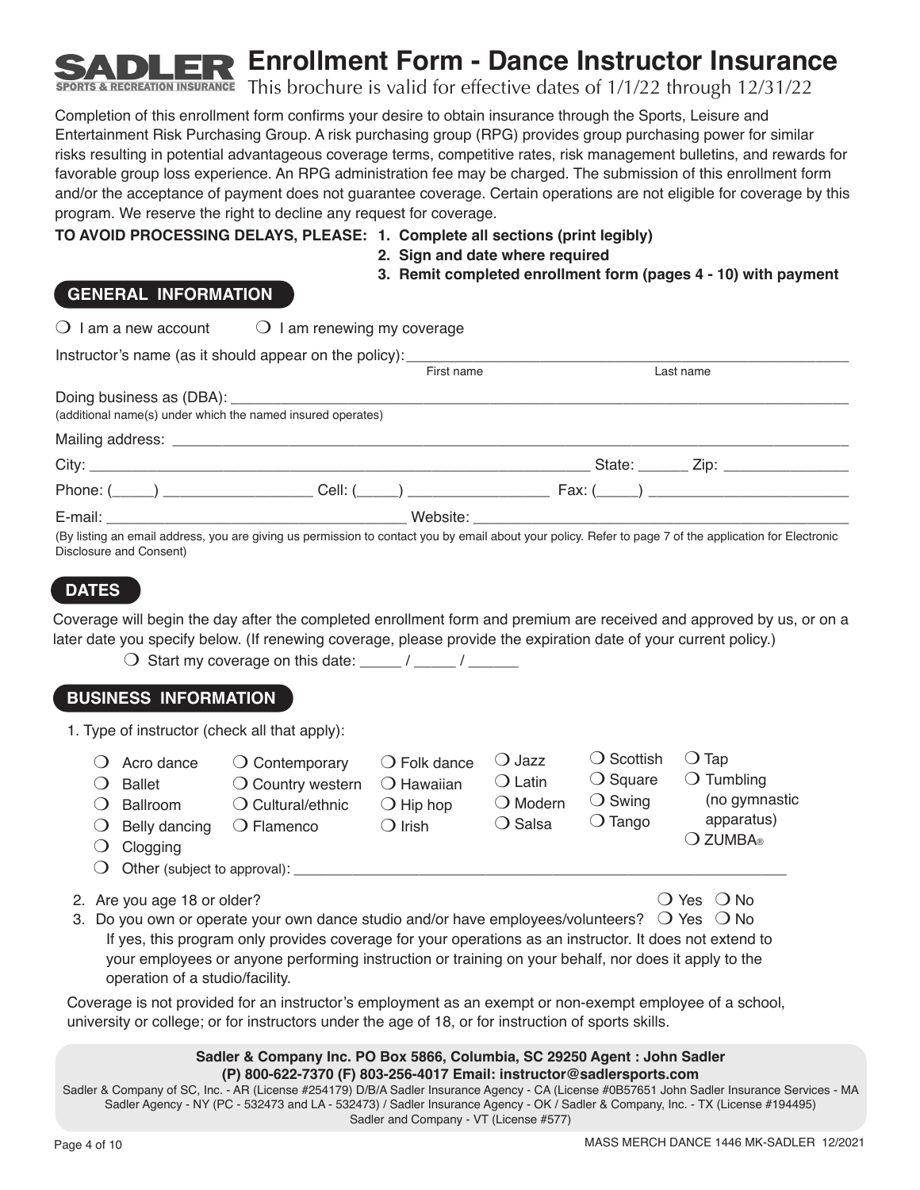# Enrollment Form - Dance Instructor Insurance

**SADLER** SPORTS & RECREATION INSURANCE

This brochure is valid for effective dates of 1/1/22 through 12/31/22

Completion of this enrollment form confirms your desire to obtain insurance through the Sports, Leisure and Entertainment Risk Purchasing Group. A risk purchasing group (RPG) provides group purchasing power for similar risks resulting in potential advantageous coverage terms, competitive rates, risk management bulletins, and rewards for favorable group loss experience. An RPG administration fee may be charged. The submission of this enrollment form and/or the acceptance of payment does not guarantee coverage. Certain operations are not eligible for coverage by this program. We reserve the right to decline any request for coverage.

**TO AVOID PROCESSING DELAYS, PLEASE:**
1. **Complete all sections (print legibly)**
2. **Sign and date where required**
3. **Remit completed enrollment form (pages 4 - 10) with payment**

## GENERAL INFORMATION

❍ I am a new account ❍ I am renewing my coverage

Instructor's name (as it should appear on the policy): ______________________ ______________________
First name Last name

Doing business as (DBA): ______________________________________________
(additional name(s) under which the named insured operates)

Mailing address: ______________________________________________

City: ______________________ State: ______ Zip: ______________

Phone: (_____) ______________ Cell: (_____) ______________ Fax: (_____) ______________

E-mail: ______________________ Website: ______________________

(By listing an email address, you are giving us permission to contact you by email about your policy. Refer to page 7 of the application for Electronic Disclosure and Consent)

## DATES

Coverage will begin the day after the completed enrollment form and premium are received and approved by us, or on a later date you specify below. (If renewing coverage, please provide the expiration date of your current policy.)

❍ Start my coverage on this date: _____ / _____ / ______

## BUSINESS INFORMATION

1. Type of instructor (check all that apply):

❍ Acro dance
❍ Ballet
❍ Ballroom
❍ Belly dancing
❍ Clogging
❍ Contemporary
❍ Country western
❍ Cultural/ethnic
❍ Flamenco
❍ Folk dance
❍ Hawaiian
❍ Hip hop
❍ Irish
❍ Jazz
❍ Latin
❍ Modern
❍ Salsa
❍ Scottish
❍ Square
❍ Swing
❍ Tango
❍ Tap
❍ Tumbling (no gymnastic apparatus)
❍ ZUMBA®
❍ Other (subject to approval): ______________________________________________

2. Are you age 18 or older? ❍ Yes ❍ No
3. Do you own or operate your own dance studio and/or have employees/volunteers? ❍ Yes ❍ No
   If yes, this program only provides coverage for your operations as an instructor. It does not extend to your employees or anyone performing instruction or training on your behalf, nor does it apply to the operation of a studio/facility.

Coverage is not provided for an instructor's employment as an exempt or non-exempt employee of a school, university or college; or for instructors under the age of 18, or for instruction of sports skills.

**Sadler & Company Inc. PO Box 5866, Columbia, SC 29250 Agent : John Sadler**
**(P) 800-622-7370 (F) 803-256-4017 Email: instructor@sadlersports.com**

Sadler & Company of SC, Inc. - AR (License #254179) D/B/A Sadler Insurance Agency - CA (License #0B57651 John Sadler Insurance Services - MA Sadler Agency - NY (PC - 532473 and LA - 532473) / Sadler Insurance Agency - OK / Sadler & Company, Inc. - TX (License #194495) Sadler and Company - VT (License #577)

MASS MERCH DANCE 1446 MK-SADLER 12/2021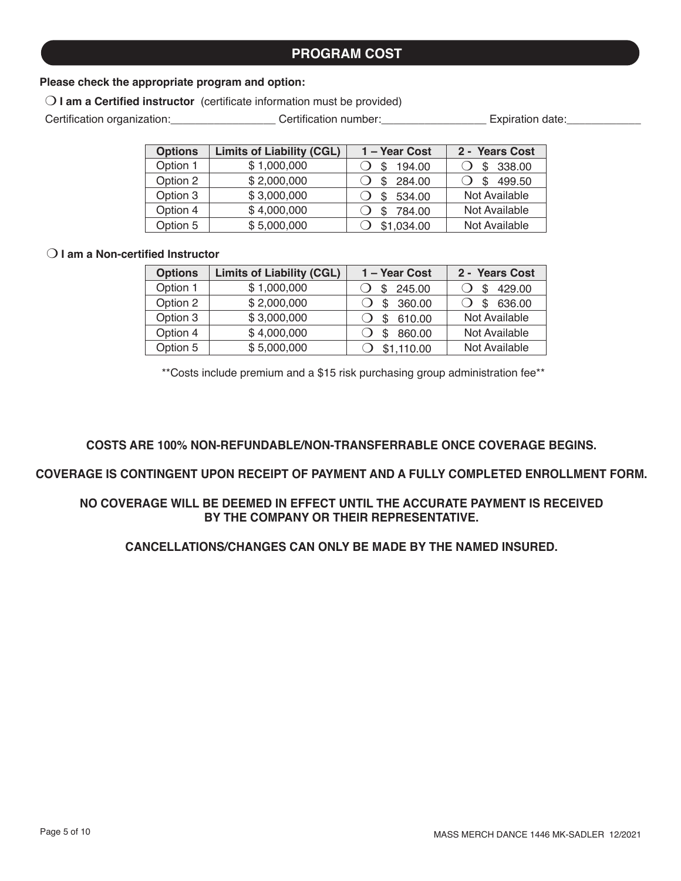## PROGRAM COST

**Please check the appropriate program and option:**

❍ **I am a Certified instructor** (certificate information must be provided)

Certification organization:________________ Certification number:________________ Expiration date:____________

| Options | Limits of Liability (CGL) | 1 – Year Cost | 2 - Years Cost |
|---|---|---|---|
| Option 1 | $ 1,000,000 | ❍ $ 194.00 | ❍ $ 338.00 |
| Option 2 | $ 2,000,000 | ❍ $ 284.00 | ❍ $ 499.50 |
| Option 3 | $ 3,000,000 | ❍ $ 534.00 | Not Available |
| Option 4 | $ 4,000,000 | ❍ $ 784.00 | Not Available |
| Option 5 | $ 5,000,000 | ❍ $1,034.00 | Not Available |

❍ **I am a Non-certified Instructor**

| Options | Limits of Liability (CGL) | 1 – Year Cost | 2 - Years Cost |
|---|---|---|---|
| Option 1 | $ 1,000,000 | ❍ $ 245.00 | ❍ $ 429.00 |
| Option 2 | $ 2,000,000 | ❍ $ 360.00 | ❍ $ 636.00 |
| Option 3 | $ 3,000,000 | ❍ $ 610.00 | Not Available |
| Option 4 | $ 4,000,000 | ❍ $ 860.00 | Not Available |
| Option 5 | $ 5,000,000 | ❍ $1,110.00 | Not Available |

**Costs include premium and a $15 risk purchasing group administration fee**

**COSTS ARE 100% NON-REFUNDABLE/NON-TRANSFERRABLE ONCE COVERAGE BEGINS.**

**COVERAGE IS CONTINGENT UPON RECEIPT OF PAYMENT AND A FULLY COMPLETED ENROLLMENT FORM.**

**NO COVERAGE WILL BE DEEMED IN EFFECT UNTIL THE ACCURATE PAYMENT IS RECEIVED BY THE COMPANY OR THEIR REPRESENTATIVE.**

**CANCELLATIONS/CHANGES CAN ONLY BE MADE BY THE NAMED INSURED.**

MASS MERCH DANCE 1446 MK-SADLER 12/2021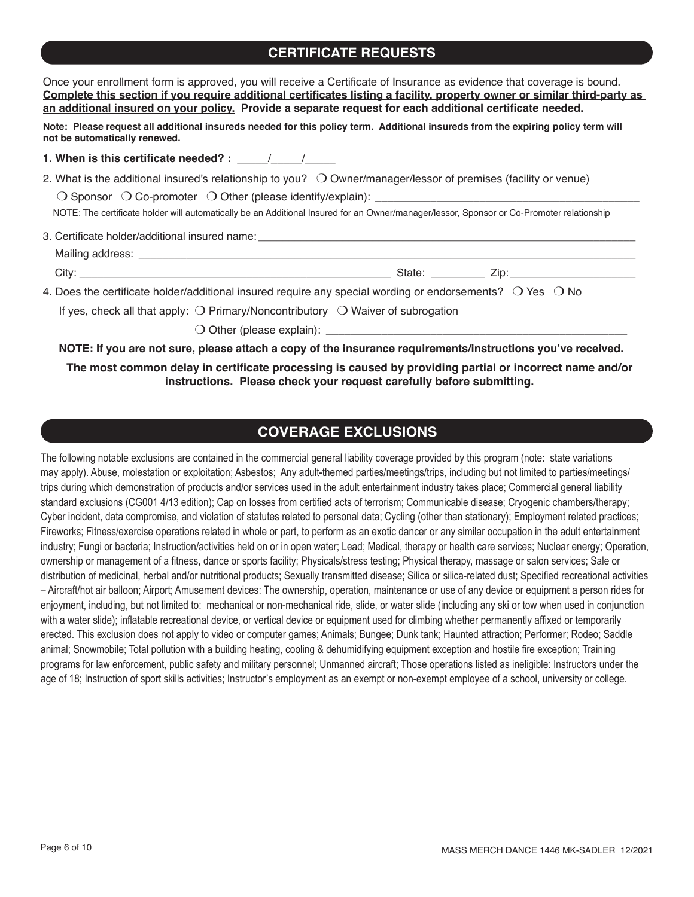## CERTIFICATE REQUESTS

Once your enrollment form is approved, you will receive a Certificate of Insurance as evidence that coverage is bound. **Complete this section if you require additional certificates listing a facility, property owner or similar third-party as an additional insured on your policy. Provide a separate request for each additional certificate needed.**

**Note: Please request all additional insureds needed for this policy term. Additional insureds from the expiring policy term will not be automatically renewed.**

**1. When is this certificate needed? : _____/_____/_____**

2. What is the additional insured's relationship to you? ❍ Owner/manager/lessor of premises (facility or venue)

❍ Sponsor ❍ Co-promoter ❍ Other (please identify/explain): ___________________________________________

NOTE: The certificate holder will automatically be an Additional Insured for an Owner/manager/lessor, Sponsor or Co-Promoter relationship

3. Certificate holder/additional insured name: _______________________________________________________________

Mailing address: _______________________________________________________________________________

City: ___________________________________________________ State: _________ Zip: _____________________

4. Does the certificate holder/additional insured require any special wording or endorsements? ❍ Yes ❍ No

If yes, check all that apply: ❍ Primary/Noncontributory ❍ Waiver of subrogation

❍ Other (please explain): _________________________________________________

**NOTE: If you are not sure, please attach a copy of the insurance requirements/instructions you've received.**

**The most common delay in certificate processing is caused by providing partial or incorrect name and/or instructions. Please check your request carefully before submitting.**

## COVERAGE EXCLUSIONS

The following notable exclusions are contained in the commercial general liability coverage provided by this program (note: state variations may apply). Abuse, molestation or exploitation; Asbestos; Any adult-themed parties/meetings/trips, including but not limited to parties/meetings/trips during which demonstration of products and/or services used in the adult entertainment industry takes place; Commercial general liability standard exclusions (CG001 4/13 edition); Cap on losses from certified acts of terrorism; Communicable disease; Cryogenic chambers/therapy; Cyber incident, data compromise, and violation of statutes related to personal data; Cycling (other than stationary); Employment related practices; Fireworks; Fitness/exercise operations related in whole or part, to perform as an exotic dancer or any similar occupation in the adult entertainment industry; Fungi or bacteria; Instruction/activities held on or in open water; Lead; Medical, therapy or health care services; Nuclear energy; Operation, ownership or management of a fitness, dance or sports facility; Physicals/stress testing; Physical therapy, massage or salon services; Sale or distribution of medicinal, herbal and/or nutritional products; Sexually transmitted disease; Silica or silica-related dust; Specified recreational activities – Aircraft/hot air balloon; Airport; Amusement devices: The ownership, operation, maintenance or use of any device or equipment a person rides for enjoyment, including, but not limited to: mechanical or non-mechanical ride, slide, or water slide (including any ski or tow when used in conjunction with a water slide); inflatable recreational device, or vertical device or equipment used for climbing whether permanently affixed or temporarily erected. This exclusion does not apply to video or computer games; Animals; Bungee; Dunk tank; Haunted attraction; Performer; Rodeo; Saddle animal; Snowmobile; Total pollution with a building heating, cooling & dehumidifying equipment exception and hostile fire exception; Training programs for law enforcement, public safety and military personnel; Unmanned aircraft; Those operations listed as ineligible: Instructors under the age of 18; Instruction of sport skills activities; Instructor's employment as an exempt or non-exempt employee of a school, university or college.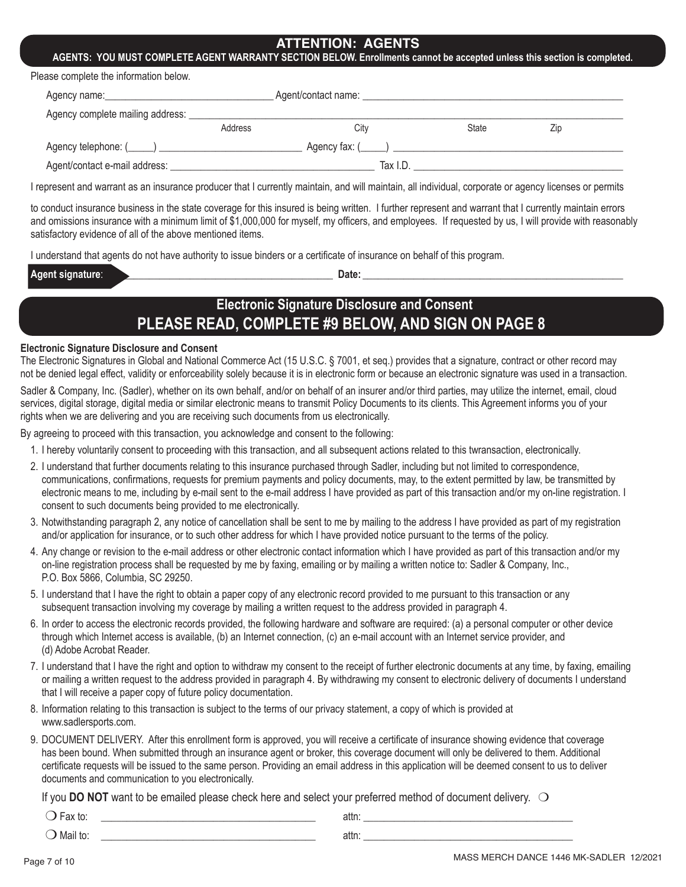## ATTENTION: AGENTS

**AGENTS: YOU MUST COMPLETE AGENT WARRANTY SECTION BELOW. Enrollments cannot be accepted unless this section is completed.**

Please complete the information below.

Agency name:_______________________________ Agent/contact name: _______________________________________________

Agency complete mailing address: ___________________________________________________________________________
Address City State Zip

Agency telephone: (_____) ___________________________ Agency fax: (_____) ________________________________________

Agent/contact e-mail address: ______________________________________ Tax I.D. _____________________________________

I represent and warrant as an insurance producer that I currently maintain, and will maintain, all individual, corporate or agency licenses or permits to conduct insurance business in the state coverage for this insured is being written. I further represent and warrant that I currently maintain errors and omissions insurance with a minimum limit of $1,000,000 for myself, my officers, and employees. If requested by us, I will provide with reasonably satisfactory evidence of all of the above mentioned items.

I understand that agents do not have authority to issue binders or a certificate of insurance on behalf of this program.

**Agent signature**: _______________________________________ **Date:** _______________________________________________

## Electronic Signature Disclosure and Consent
## PLEASE READ, COMPLETE #9 BELOW, AND SIGN ON PAGE 8

**Electronic Signature Disclosure and Consent**

The Electronic Signatures in Global and National Commerce Act (15 U.S.C. § 7001, et seq.) provides that a signature, contract or other record may not be denied legal effect, validity or enforceability solely because it is in electronic form or because an electronic signature was used in a transaction.

Sadler & Company, Inc. (Sadler), whether on its own behalf, and/or on behalf of an insurer and/or third parties, may utilize the internet, email, cloud services, digital storage, digital media or similar electronic means to transmit Policy Documents to its clients. This Agreement informs you of your rights when we are delivering and you are receiving such documents from us electronically.

By agreeing to proceed with this transaction, you acknowledge and consent to the following:

1. I hereby voluntarily consent to proceeding with this transaction, and all subsequent actions related to this twransaction, electronically.
2. I understand that further documents relating to this insurance purchased through Sadler, including but not limited to correspondence, communications, confirmations, requests for premium payments and policy documents, may, to the extent permitted by law, be transmitted by electronic means to me, including by e-mail sent to the e-mail address I have provided as part of this transaction and/or my on-line registration. I consent to such documents being provided to me electronically.
3. Notwithstanding paragraph 2, any notice of cancellation shall be sent to me by mailing to the address I have provided as part of my registration and/or application for insurance, or to such other address for which I have provided notice pursuant to the terms of the policy.
4. Any change or revision to the e-mail address or other electronic contact information which I have provided as part of this transaction and/or my on-line registration process shall be requested by me by faxing, emailing or by mailing a written notice to: Sadler & Company, Inc., P.O. Box 5866, Columbia, SC 29250.
5. I understand that I have the right to obtain a paper copy of any electronic record provided to me pursuant to this transaction or any subsequent transaction involving my coverage by mailing a written request to the address provided in paragraph 4.
6. In order to access the electronic records provided, the following hardware and software are required: (a) a personal computer or other device through which Internet access is available, (b) an Internet connection, (c) an e-mail account with an Internet service provider, and (d) Adobe Acrobat Reader.
7. I understand that I have the right and option to withdraw my consent to the receipt of further electronic documents at any time, by faxing, emailing or mailing a written request to the address provided in paragraph 4. By withdrawing my consent to electronic delivery of documents I understand that I will receive a paper copy of future policy documentation.
8. Information relating to this transaction is subject to the terms of our privacy statement, a copy of which is provided at www.sadlersports.com.
9. DOCUMENT DELIVERY. After this enrollment form is approved, you will receive a certificate of insurance showing evidence that coverage has been bound. When submitted through an insurance agent or broker, this coverage document will only be delivered to them. Additional certificate requests will be issued to the same person. Providing an email address in this application will be deemed consent to us to deliver documents and communication to you electronically.

If you **DO NOT** want to be emailed please check here and select your preferred method of document delivery. ❍

❍ Fax to: _______________________________________ attn: _______________________________________

❍ Mail to: _______________________________________ attn: _______________________________________

MASS MERCH DANCE 1446 MK-SADLER 12/2021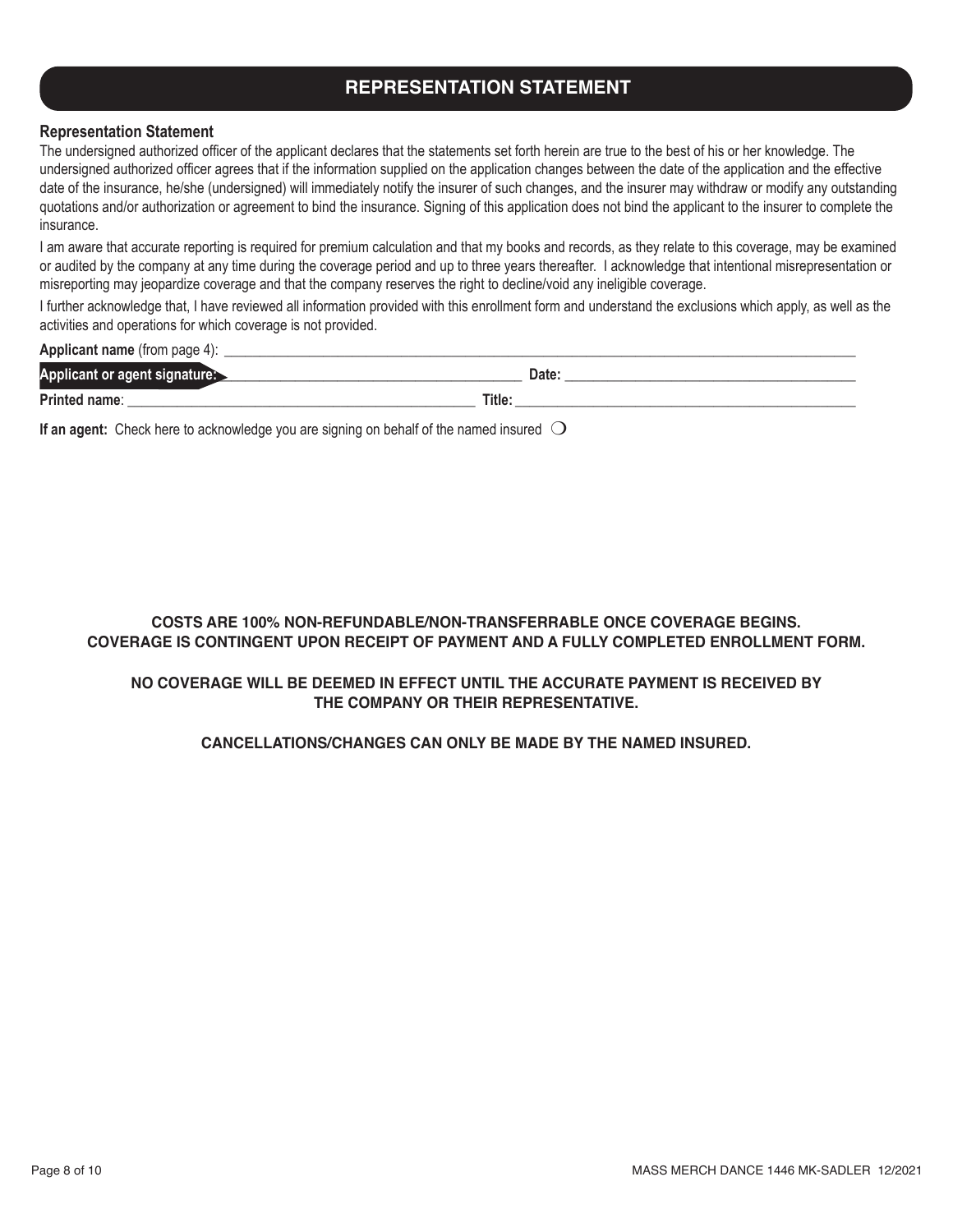# REPRESENTATION STATEMENT

**Representation Statement**

The undersigned authorized officer of the applicant declares that the statements set forth herein are true to the best of his or her knowledge. The undersigned authorized officer agrees that if the information supplied on the application changes between the date of the application and the effective date of the insurance, he/she (undersigned) will immediately notify the insurer of such changes, and the insurer may withdraw or modify any outstanding quotations and/or authorization or agreement to bind the insurance. Signing of this application does not bind the applicant to the insurer to complete the insurance.

I am aware that accurate reporting is required for premium calculation and that my books and records, as they relate to this coverage, may be examined or audited by the company at any time during the coverage period and up to three years thereafter. I acknowledge that intentional misrepresentation or misreporting may jeopardize coverage and that the company reserves the right to decline/void any ineligible coverage.

I further acknowledge that, I have reviewed all information provided with this enrollment form and understand the exclusions which apply, as well as the activities and operations for which coverage is not provided.

**Applicant name** (from page 4): ______________________________________________

**Applicant or agent signature:** ______________________________ **Date:** ______________________________

**Printed name**: ______________________________ **Title:** ______________________________

**If an agent:** Check here to acknowledge you are signing on behalf of the named insured ❍

**COSTS ARE 100% NON-REFUNDABLE/NON-TRANSFERRABLE ONCE COVERAGE BEGINS.
COVERAGE IS CONTINGENT UPON RECEIPT OF PAYMENT AND A FULLY COMPLETED ENROLLMENT FORM.**

**NO COVERAGE WILL BE DEEMED IN EFFECT UNTIL THE ACCURATE PAYMENT IS RECEIVED BY THE COMPANY OR THEIR REPRESENTATIVE.**

**CANCELLATIONS/CHANGES CAN ONLY BE MADE BY THE NAMED INSURED.**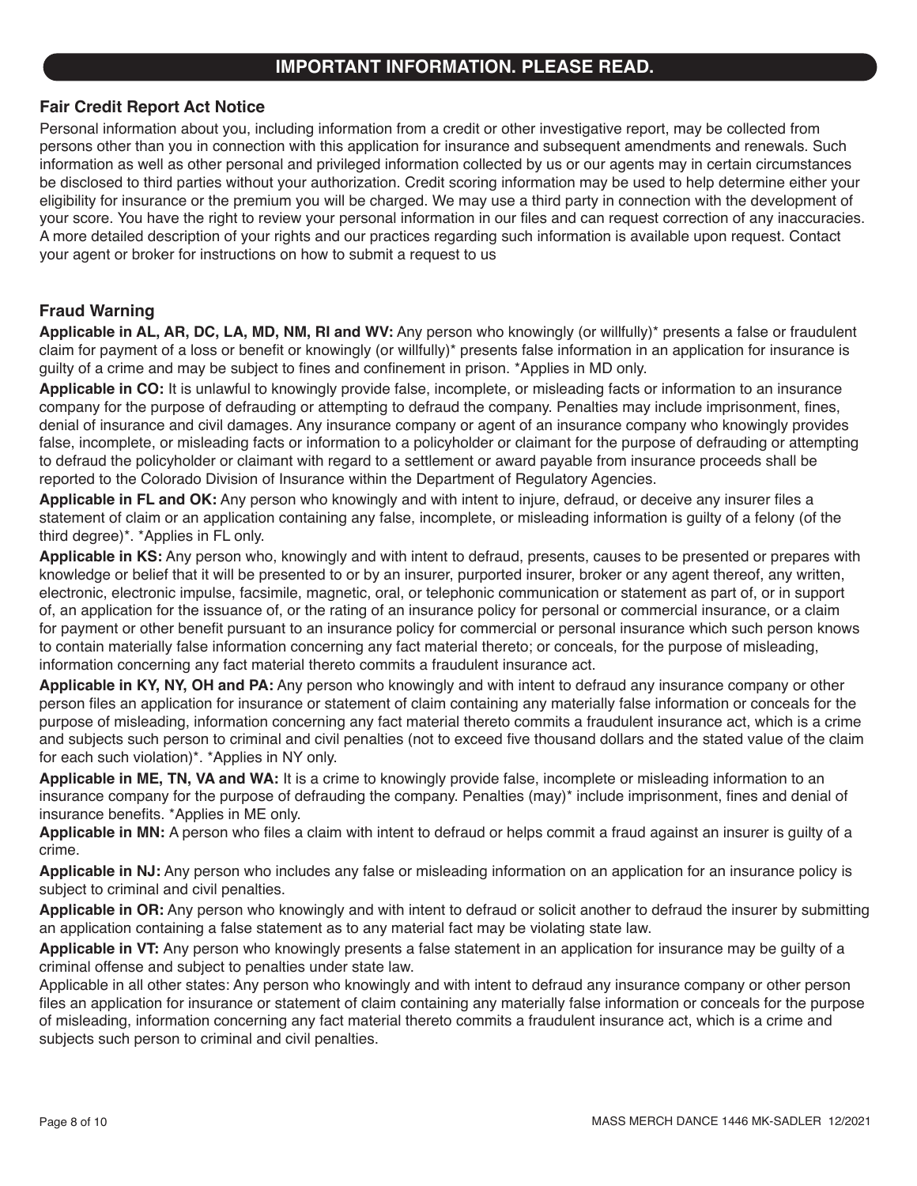## IMPORTANT INFORMATION. PLEASE READ.

### Fair Credit Report Act Notice

Personal information about you, including information from a credit or other investigative report, may be collected from persons other than you in connection with this application for insurance and subsequent amendments and renewals. Such information as well as other personal and privileged information collected by us or our agents may in certain circumstances be disclosed to third parties without your authorization. Credit scoring information may be used to help determine either your eligibility for insurance or the premium you will be charged. We may use a third party in connection with the development of your score. You have the right to review your personal information in our files and can request correction of any inaccuracies. A more detailed description of your rights and our practices regarding such information is available upon request. Contact your agent or broker for instructions on how to submit a request to us

### Fraud Warning

**Applicable in AL, AR, DC, LA, MD, NM, RI and WV:** Any person who knowingly (or willfully)* presents a false or fraudulent claim for payment of a loss or benefit or knowingly (or willfully)* presents false information in an application for insurance is guilty of a crime and may be subject to fines and confinement in prison. *Applies in MD only.

**Applicable in CO:** It is unlawful to knowingly provide false, incomplete, or misleading facts or information to an insurance company for the purpose of defrauding or attempting to defraud the company. Penalties may include imprisonment, fines, denial of insurance and civil damages. Any insurance company or agent of an insurance company who knowingly provides false, incomplete, or misleading facts or information to a policyholder or claimant for the purpose of defrauding or attempting to defraud the policyholder or claimant with regard to a settlement or award payable from insurance proceeds shall be reported to the Colorado Division of Insurance within the Department of Regulatory Agencies.

**Applicable in FL and OK:** Any person who knowingly and with intent to injure, defraud, or deceive any insurer files a statement of claim or an application containing any false, incomplete, or misleading information is guilty of a felony (of the third degree)*. *Applies in FL only.

**Applicable in KS:** Any person who, knowingly and with intent to defraud, presents, causes to be presented or prepares with knowledge or belief that it will be presented to or by an insurer, purported insurer, broker or any agent thereof, any written, electronic, electronic impulse, facsimile, magnetic, oral, or telephonic communication or statement as part of, or in support of, an application for the issuance of, or the rating of an insurance policy for personal or commercial insurance, or a claim for payment or other benefit pursuant to an insurance policy for commercial or personal insurance which such person knows to contain materially false information concerning any fact material thereto; or conceals, for the purpose of misleading, information concerning any fact material thereto commits a fraudulent insurance act.

**Applicable in KY, NY, OH and PA:** Any person who knowingly and with intent to defraud any insurance company or other person files an application for insurance or statement of claim containing any materially false information or conceals for the purpose of misleading, information concerning any fact material thereto commits a fraudulent insurance act, which is a crime and subjects such person to criminal and civil penalties (not to exceed five thousand dollars and the stated value of the claim for each such violation)*. *Applies in NY only.

**Applicable in ME, TN, VA and WA:** It is a crime to knowingly provide false, incomplete or misleading information to an insurance company for the purpose of defrauding the company. Penalties (may)* include imprisonment, fines and denial of insurance benefits. *Applies in ME only.

**Applicable in MN:** A person who files a claim with intent to defraud or helps commit a fraud against an insurer is guilty of a crime.

**Applicable in NJ:** Any person who includes any false or misleading information on an application for an insurance policy is subject to criminal and civil penalties.

**Applicable in OR:** Any person who knowingly and with intent to defraud or solicit another to defraud the insurer by submitting an application containing a false statement as to any material fact may be violating state law.

**Applicable in VT:** Any person who knowingly presents a false statement in an application for insurance may be guilty of a criminal offense and subject to penalties under state law.

Applicable in all other states: Any person who knowingly and with intent to defraud any insurance company or other person files an application for insurance or statement of claim containing any materially false information or conceals for the purpose of misleading, information concerning any fact material thereto commits a fraudulent insurance act, which is a crime and subjects such person to criminal and civil penalties.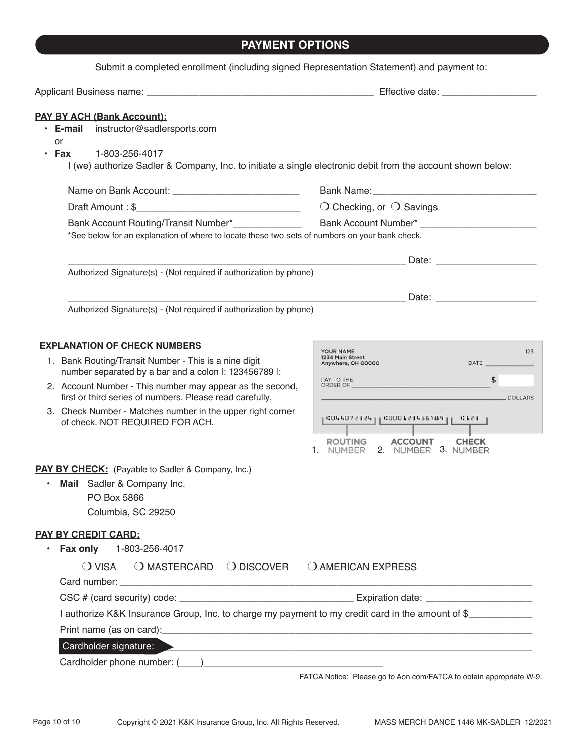## PAYMENT OPTIONS

Submit a completed enrollment (including signed Representation Statement) and payment to:

Applicant Business name: ____________________________________________ Effective date: _________________

**PAY BY ACH (Bank Account):**

- **E-mail** instructor@sadlersports.com
  or
- **Fax** 1-803-256-4017

I (we) authorize Sadler & Company, Inc. to initiate a single electronic debit from the account shown below:

Name on Bank Account: ________________________ Bank Name:_______________________________

Draft Amount : $_______________________________ ❍ Checking, or ❍ Savings

Bank Account Routing/Transit Number*_____________ Bank Account Number* ______________________

*See below for an explanation of where to locate these two sets of numbers on your bank check.

_________________________________________________________________ Date: __________________

Authorized Signature(s) - (Not required if authorization by phone)

_________________________________________________________________ Date: __________________

Authorized Signature(s) - (Not required if authorization by phone)

**EXPLANATION OF CHECK NUMBERS**

1. Bank Routing/Transit Number - This is a nine digit number separated by a bar and a colon l: 123456789 l:
2. Account Number - This number may appear as the second, first or third series of numbers. Please read carefully.
3. Check Number - Matches number in the upper right corner of check. NOT REQUIRED FOR ACH.

YOUR NAME
1234 Main Street
Anywhere, OH 00000
123
DATE
PAY TO THE ORDER OF
$
DOLLARS
⑆044072324⑆ ⑆000123456789⑆ ⑆123
1. ROUTING NUMBER 2. ACCOUNT NUMBER 3. CHECK NUMBER

**PAY BY CHECK:** (Payable to Sadler & Company, Inc.)

- **Mail** Sadler & Company Inc.
  PO Box 5866
  Columbia, SC 29250

**PAY BY CREDIT CARD:**

- **Fax only** 1-803-256-4017

❍ VISA ❍ MASTERCARD ❍ DISCOVER ❍ AMERICAN EXPRESS

Card number: ______________________________________________________________________________

CSC # (card security) code: _________________________________ Expiration date: ____________________

I authorize K&K Insurance Group, Inc. to charge my payment to my credit card in the amount of $____________

Print name (as on card):____________________________________________________________________

Cardholder signature: ______________________________________________________________________

Cardholder phone number: (____)___________________________________

FATCA Notice: Please go to Aon.com/FATCA to obtain appropriate W-9.

Copyright © 2021 K&K Insurance Group, Inc. All Rights Reserved. MASS MERCH DANCE 1446 MK-SADLER 12/2021